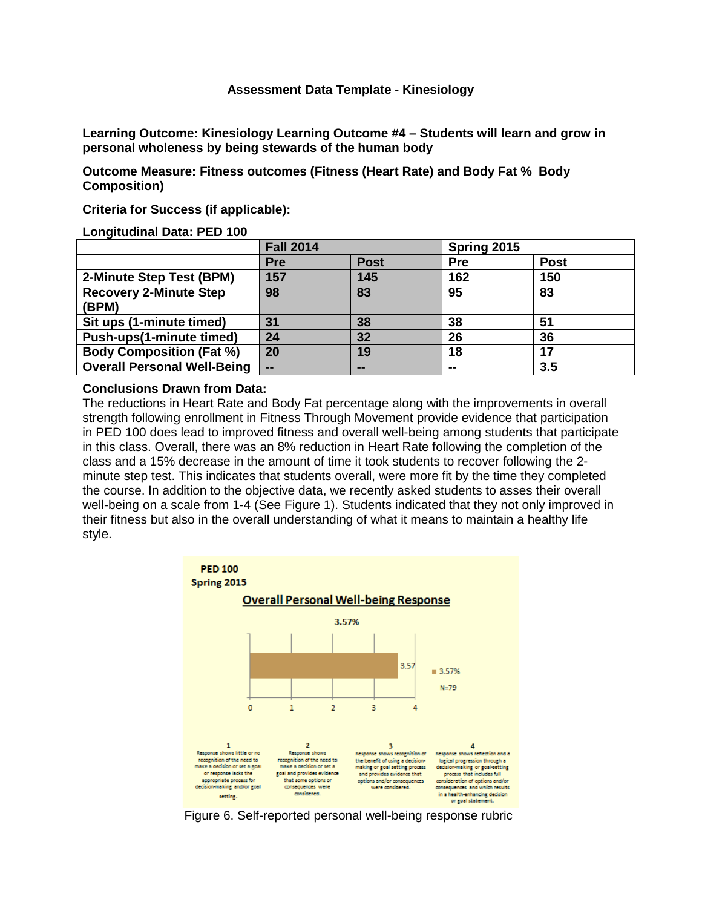**Assessment Data Template - Kinesiology**

**Learning Outcome: Kinesiology Learning Outcome #4 – Students will learn and grow in personal wholeness by being stewards of the human body**

**Outcome Measure: Fitness outcomes (Fitness (Heart Rate) and Body Fat % Body Composition)**

**Criteria for Success (if applicable):**

**Longitudinal Data: PED 100**

| | Fall 2014 | | Spring 2015 | |
|---|---|---|---|---|
| | Pre | Post | Pre | Post |
| 2-Minute Step Test (BPM) | 157 | 145 | 162 | 150 |
| Recovery 2-Minute Step (BPM) | 98 | 83 | 95 | 83 |
| Sit ups (1-minute timed) | 31 | 38 | 38 | 51 |
| Push-ups(1-minute timed) | 24 | 32 | 26 | 36 |
| Body Composition (Fat %) | 20 | 19 | 18 | 17 |
| Overall Personal Well-Being | -- | -- | -- | 3.5 |

**Conclusions Drawn from Data:**

The reductions in Heart Rate and Body Fat percentage along with the improvements in overall strength following enrollment in Fitness Through Movement provide evidence that participation in PED 100 does lead to improved fitness and overall well-being among students that participate in this class. Overall, there was an 8% reduction in Heart Rate following the completion of the class and a 15% decrease in the amount of time it took students to recover following the 2-minute step test. This indicates that students overall, were more fit by the time they completed the course. In addition to the objective data, we recently asked students to asses their overall well-being on a scale from 1-4 (See Figure 1). Students indicated that they not only improved in their fitness but also in the overall understanding of what it means to maintain a healthy life style.

Figure 6. Self-reported personal well-being response rubric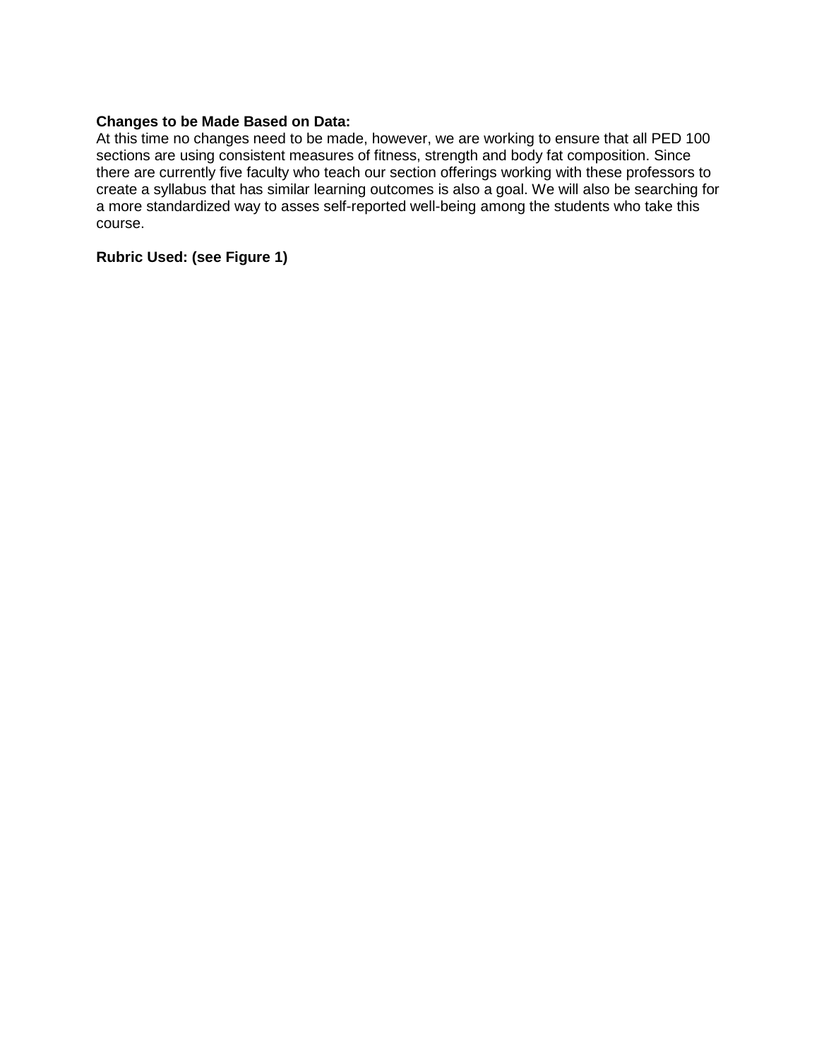**Changes to be Made Based on Data:**
At this time no changes need to be made, however, we are working to ensure that all PED 100 sections are using consistent measures of fitness, strength and body fat composition. Since there are currently five faculty who teach our section offerings working with these professors to create a syllabus that has similar learning outcomes is also a goal. We will also be searching for a more standardized way to asses self-reported well-being among the students who take this course.

**Rubric Used: (see Figure 1)**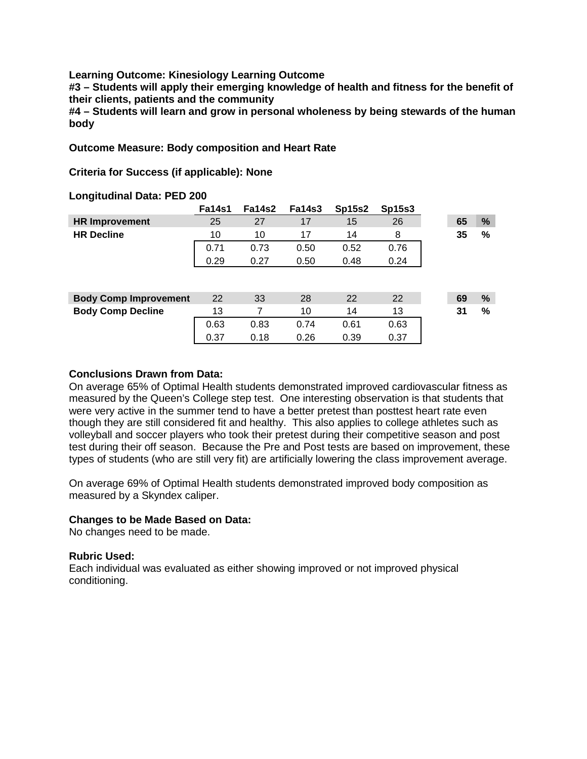**Learning Outcome: Kinesiology Learning Outcome**
**#3 – Students will apply their emerging knowledge of health and fitness for the benefit of their clients, patients and the community**
**#4 – Students will learn and grow in personal wholeness by being stewards of the human body**

**Outcome Measure: Body composition and Heart Rate**

**Criteria for Success (if applicable): None**

**Longitudinal Data: PED 200**

| | Fa14s1 | Fa14s2 | Fa14s3 | Sp15s2 | Sp15s3 | | |
|---|---|---|---|---|---|---|---|
| **HR Improvement** | 25 | 27 | 17 | 15 | 26 | **65** | **%** |
| **HR Decline** | 10 | 10 | 17 | 14 | 8 | **35** | **%** |
| | 0.71 | 0.73 | 0.50 | 0.52 | 0.76 | | |
| | 0.29 | 0.27 | 0.50 | 0.48 | 0.24 | | |
| | | | | | | | |
| **Body Comp Improvement** | 22 | 33 | 28 | 22 | 22 | **69** | **%** |
| **Body Comp Decline** | 13 | 7 | 10 | 14 | 13 | **31** | **%** |
| | 0.63 | 0.83 | 0.74 | 0.61 | 0.63 | | |
| | 0.37 | 0.18 | 0.26 | 0.39 | 0.37 | | |

**Conclusions Drawn from Data:**
On average 65% of Optimal Health students demonstrated improved cardiovascular fitness as measured by the Queen's College step test. One interesting observation is that students that were very active in the summer tend to have a better pretest than posttest heart rate even though they are still considered fit and healthy. This also applies to college athletes such as volleyball and soccer players who took their pretest during their competitive season and post test during their off season. Because the Pre and Post tests are based on improvement, these types of students (who are still very fit) are artificially lowering the class improvement average.

On average 69% of Optimal Health students demonstrated improved body composition as measured by a Skyndex caliper.

**Changes to be Made Based on Data:**
No changes need to be made.

**Rubric Used:**
Each individual was evaluated as either showing improved or not improved physical conditioning.